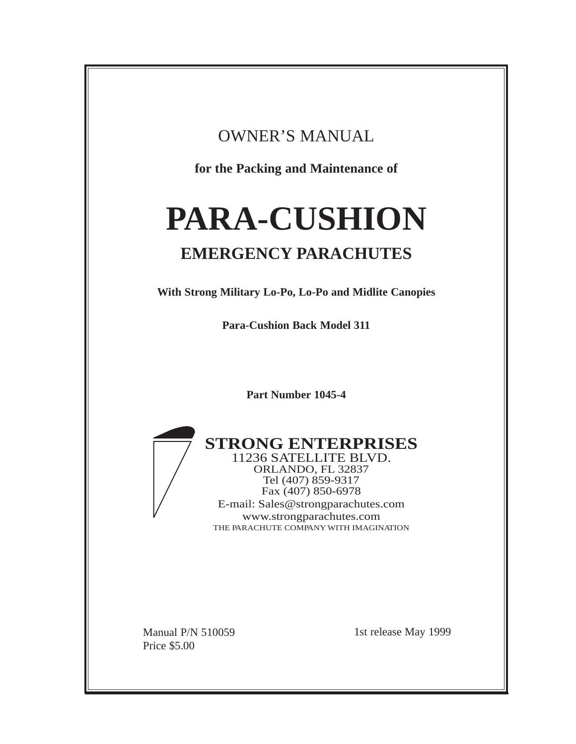OWNER'S MANUAL

**for the Packing and Maintenance of**

# PARA-CUSHION

## EMERGENCY PARACHUTES

**With Strong Military Lo-Po, Lo-Po and Midlite Canopies**

**Para-Cushion Back Model 311**

**Part Number 1045-4**

**STRONG ENTERPRISES**
11236 SATELLITE BLVD.
ORLANDO, FL 32837
Tel (407) 859-9317
Fax (407) 850-6978
E-mail: Sales@strongparachutes.com
www.strongparachutes.com
THE PARACHUTE COMPANY WITH IMAGINATION

Manual P/N 510059
Price $5.00

1st release May 1999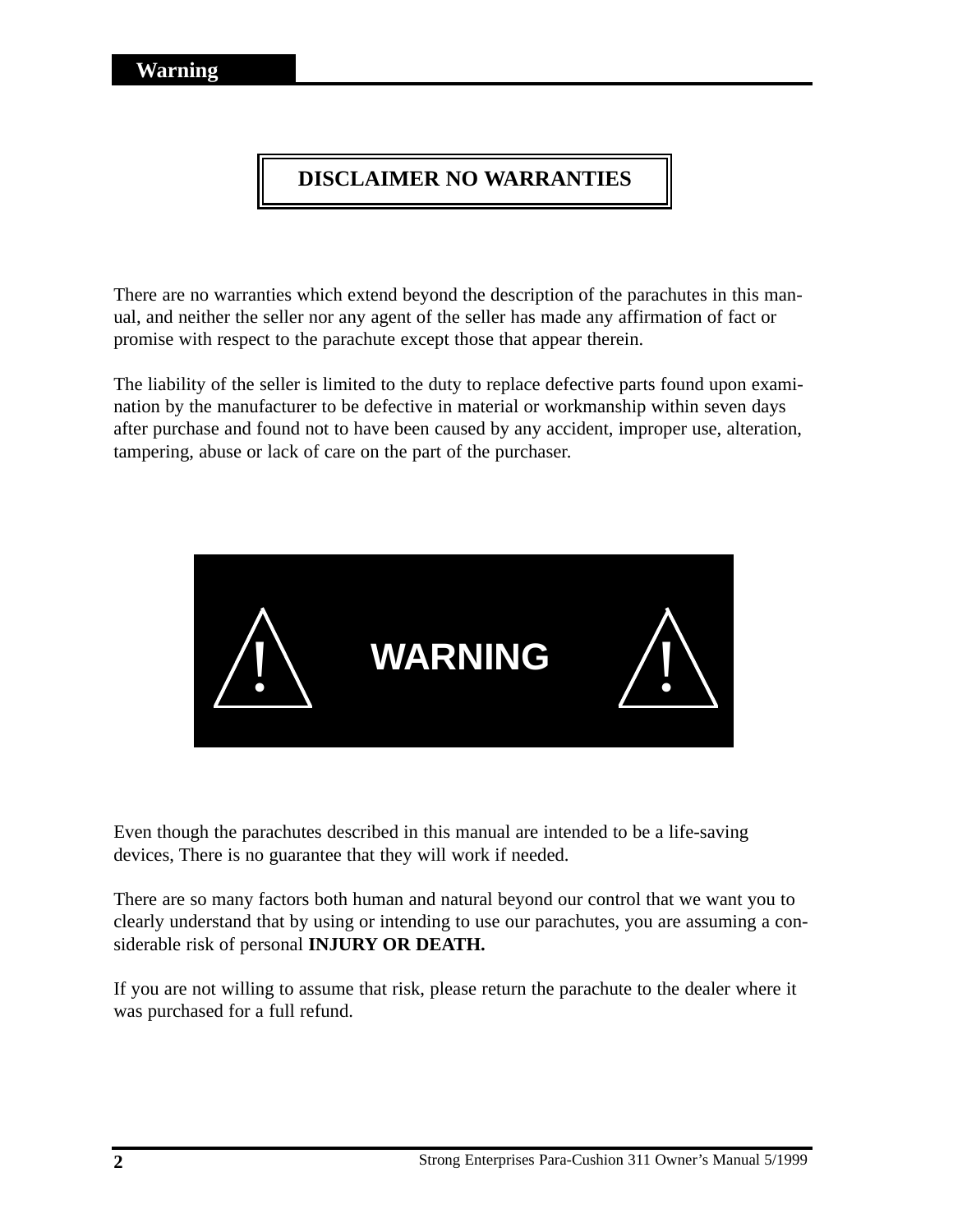## DISCLAIMER NO WARRANTIES

There are no warranties which extend beyond the description of the parachutes in this manual, and neither the seller nor any agent of the seller has made any affirmation of fact or promise with respect to the parachute except those that appear therein.

The liability of the seller is limited to the duty to replace defective parts found upon examination by the manufacturer to be defective in material or workmanship within seven days after purchase and found not to have been caused by any accident, improper use, alteration, tampering, abuse or lack of care on the part of the purchaser.

## ! WARNING !

Even though the parachutes described in this manual are intended to be a life-saving devices, There is no guarantee that they will work if needed.

There are so many factors both human and natural beyond our control that we want you to clearly understand that by using or intending to use our parachutes, you are assuming a considerable risk of personal **INJURY OR DEATH.**

If you are not willing to assume that risk, please return the parachute to the dealer where it was purchased for a full refund.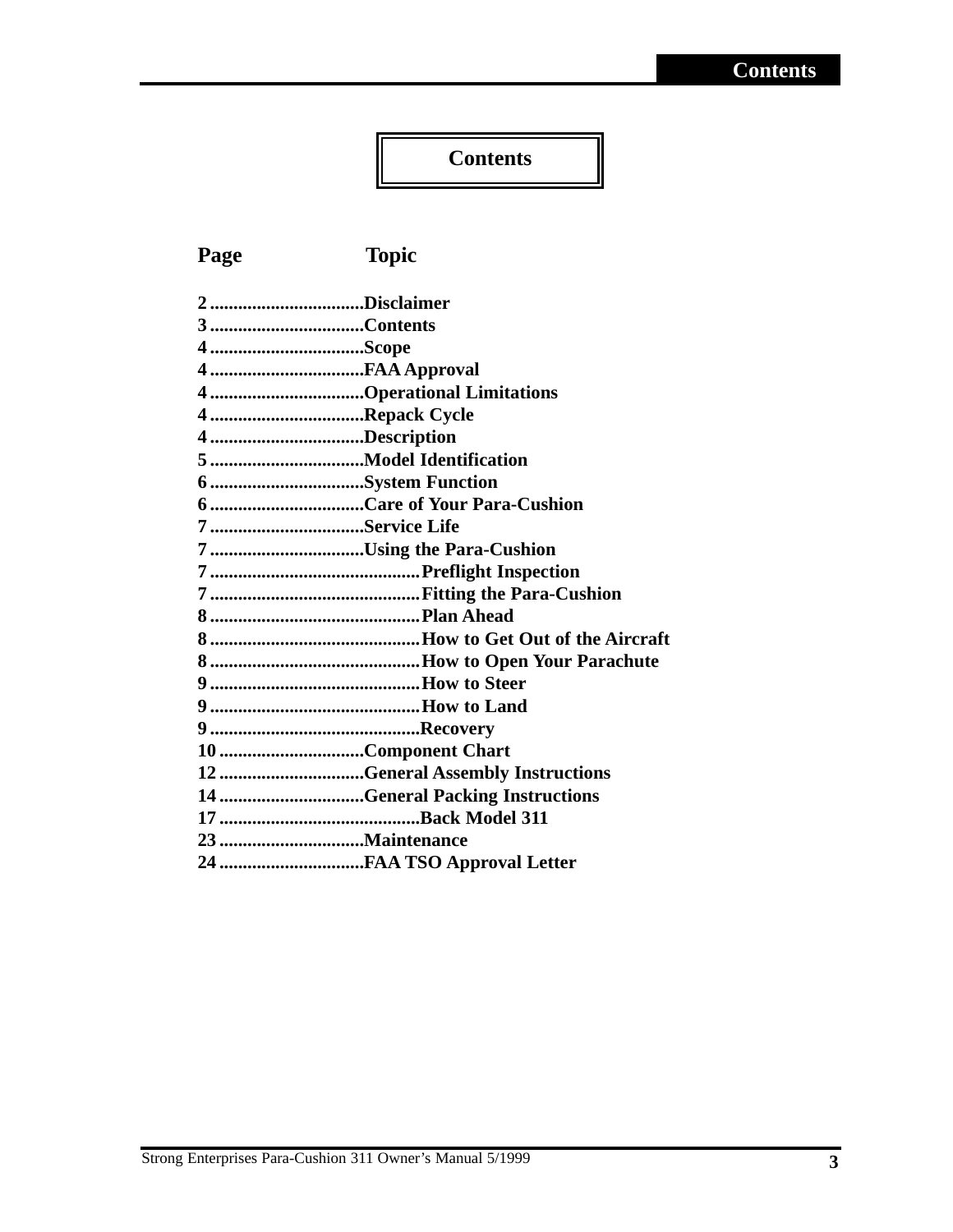# Contents

| Page | Topic |
|---|---|
| 2 | Disclaimer |
| 3 | Contents |
| 4 | Scope |
| 4 | FAA Approval |
| 4 | Operational Limitations |
| 4 | Repack Cycle |
| 4 | Description |
| 5 | Model Identification |
| 6 | System Function |
| 6 | Care of Your Para-Cushion |
| 7 | Service Life |
| 7 | Using the Para-Cushion |
| 7 | Preflight Inspection |
| 7 | Fitting the Para-Cushion |
| 8 | Plan Ahead |
| 8 | How to Get Out of the Aircraft |
| 8 | How to Open Your Parachute |
| 9 | How to Steer |
| 9 | How to Land |
| 9 | Recovery |
| 10 | Component Chart |
| 12 | General Assembly Instructions |
| 14 | General Packing Instructions |
| 17 | Back Model 311 |
| 23 | Maintenance |
| 24 | FAA TSO Approval Letter |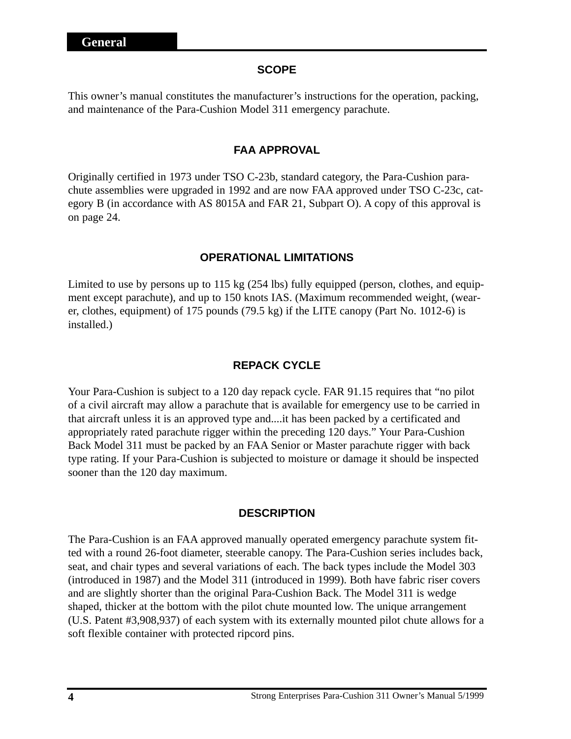# General

## SCOPE

This owner's manual constitutes the manufacturer's instructions for the operation, packing, and maintenance of the Para-Cushion Model 311 emergency parachute.

## FAA APPROVAL

Originally certified in 1973 under TSO C-23b, standard category, the Para-Cushion parachute assemblies were upgraded in 1992 and are now FAA approved under TSO C-23c, category B (in accordance with AS 8015A and FAR 21, Subpart O). A copy of this approval is on page 24.

## OPERATIONAL LIMITATIONS

Limited to use by persons up to 115 kg (254 lbs) fully equipped (person, clothes, and equipment except parachute), and up to 150 knots IAS. (Maximum recommended weight, (wearer, clothes, equipment) of 175 pounds (79.5 kg) if the LITE canopy (Part No. 1012-6) is installed.)

## REPACK CYCLE

Your Para-Cushion is subject to a 120 day repack cycle. FAR 91.15 requires that "no pilot of a civil aircraft may allow a parachute that is available for emergency use to be carried in that aircraft unless it is an approved type and....it has been packed by a certificated and appropriately rated parachute rigger within the preceding 120 days." Your Para-Cushion Back Model 311 must be packed by an FAA Senior or Master parachute rigger with back type rating. If your Para-Cushion is subjected to moisture or damage it should be inspected sooner than the 120 day maximum.

## DESCRIPTION

The Para-Cushion is an FAA approved manually operated emergency parachute system fitted with a round 26-foot diameter, steerable canopy. The Para-Cushion series includes back, seat, and chair types and several variations of each. The back types include the Model 303 (introduced in 1987) and the Model 311 (introduced in 1999). Both have fabric riser covers and are slightly shorter than the original Para-Cushion Back. The Model 311 is wedge shaped, thicker at the bottom with the pilot chute mounted low. The unique arrangement (U.S. Patent #3,908,937) of each system with its externally mounted pilot chute allows for a soft flexible container with protected ripcord pins.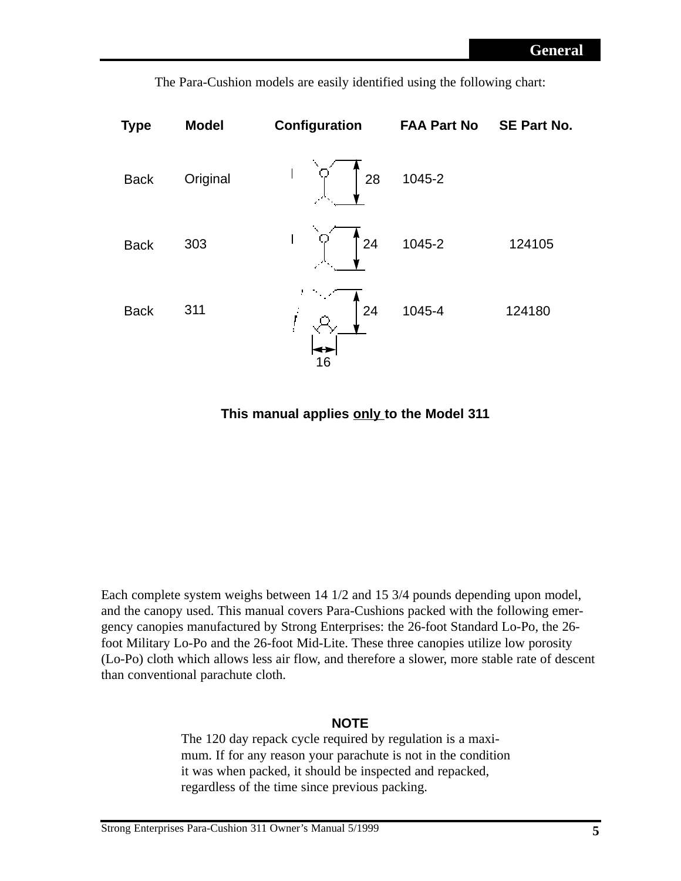The Para-Cushion models are easily identified using the following chart:

| Type | Model | Configuration | FAA Part No | SE Part No. |
|---|---|---|---|---|
| Back | Original | 28 | 1045-2 | |
| Back | 303 | 24 | 1045-2 | 124105 |
| Back | 311 | 24 / 16 | 1045-4 | 124180 |

**This manual applies only to the Model 311**

Each complete system weighs between 14 1/2 and 15 3/4 pounds depending upon model, and the canopy used. This manual covers Para-Cushions packed with the following emergency canopies manufactured by Strong Enterprises: the 26-foot Standard Lo-Po, the 26-foot Military Lo-Po and the 26-foot Mid-Lite. These three canopies utilize low porosity (Lo-Po) cloth which allows less air flow, and therefore a slower, more stable rate of descent than conventional parachute cloth.

**NOTE**

The 120 day repack cycle required by regulation is a maximum. If for any reason your parachute is not in the condition it was when packed, it should be inspected and repacked, regardless of the time since previous packing.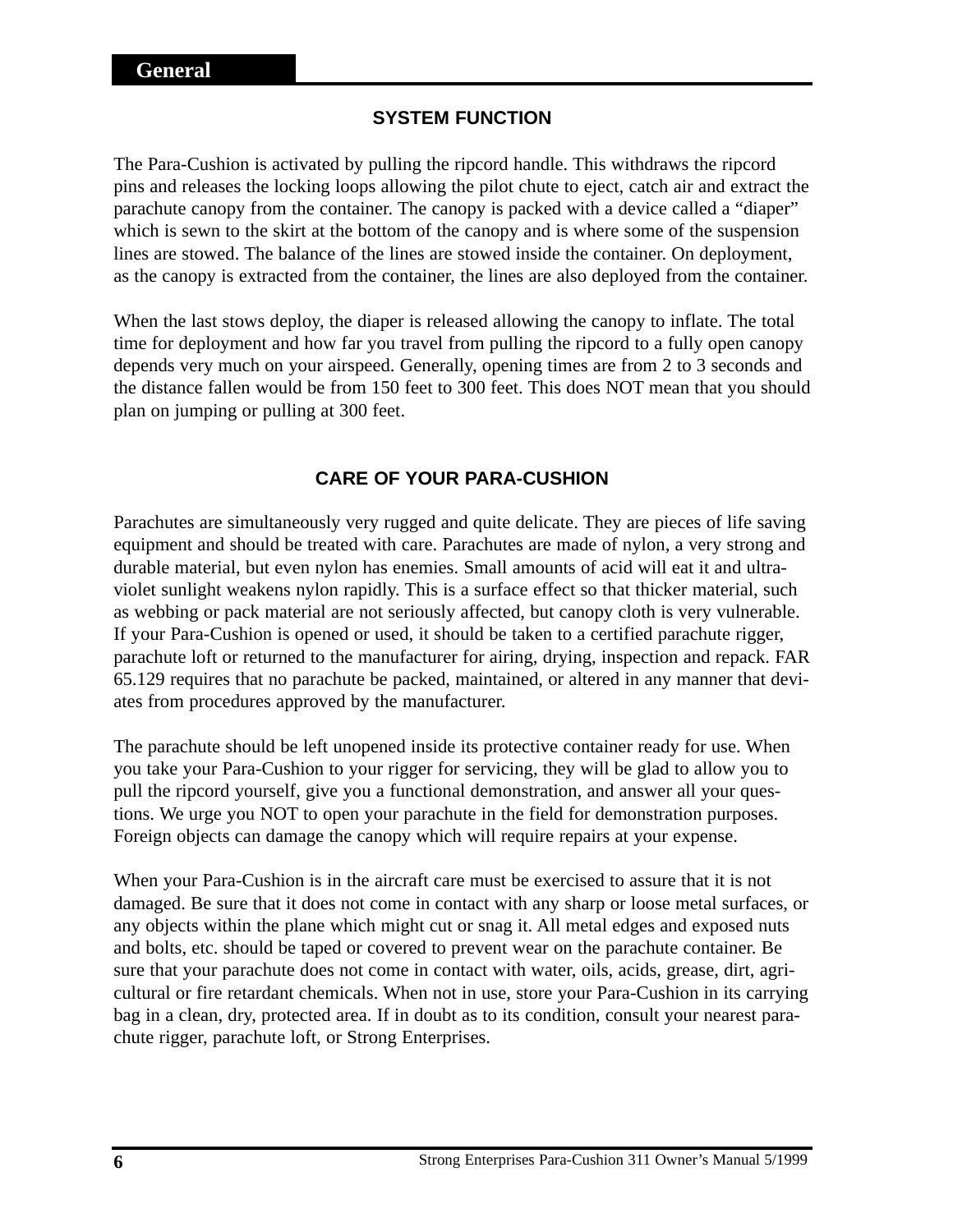## SYSTEM FUNCTION

The Para-Cushion is activated by pulling the ripcord handle. This withdraws the ripcord pins and releases the locking loops allowing the pilot chute to eject, catch air and extract the parachute canopy from the container. The canopy is packed with a device called a "diaper" which is sewn to the skirt at the bottom of the canopy and is where some of the suspension lines are stowed. The balance of the lines are stowed inside the container. On deployment, as the canopy is extracted from the container, the lines are also deployed from the container.

When the last stows deploy, the diaper is released allowing the canopy to inflate. The total time for deployment and how far you travel from pulling the ripcord to a fully open canopy depends very much on your airspeed. Generally, opening times are from 2 to 3 seconds and the distance fallen would be from 150 feet to 300 feet. This does NOT mean that you should plan on jumping or pulling at 300 feet.

## CARE OF YOUR PARA-CUSHION

Parachutes are simultaneously very rugged and quite delicate. They are pieces of life saving equipment and should be treated with care. Parachutes are made of nylon, a very strong and durable material, but even nylon has enemies. Small amounts of acid will eat it and ultra-violet sunlight weakens nylon rapidly. This is a surface effect so that thicker material, such as webbing or pack material are not seriously affected, but canopy cloth is very vulnerable. If your Para-Cushion is opened or used, it should be taken to a certified parachute rigger, parachute loft or returned to the manufacturer for airing, drying, inspection and repack. FAR 65.129 requires that no parachute be packed, maintained, or altered in any manner that deviates from procedures approved by the manufacturer.

The parachute should be left unopened inside its protective container ready for use. When you take your Para-Cushion to your rigger for servicing, they will be glad to allow you to pull the ripcord yourself, give you a functional demonstration, and answer all your questions. We urge you NOT to open your parachute in the field for demonstration purposes. Foreign objects can damage the canopy which will require repairs at your expense.

When your Para-Cushion is in the aircraft care must be exercised to assure that it is not damaged. Be sure that it does not come in contact with any sharp or loose metal surfaces, or any objects within the plane which might cut or snag it. All metal edges and exposed nuts and bolts, etc. should be taped or covered to prevent wear on the parachute container. Be sure that your parachute does not come in contact with water, oils, acids, grease, dirt, agricultural or fire retardant chemicals. When not in use, store your Para-Cushion in its carrying bag in a clean, dry, protected area. If in doubt as to its condition, consult your nearest parachute rigger, parachute loft, or Strong Enterprises.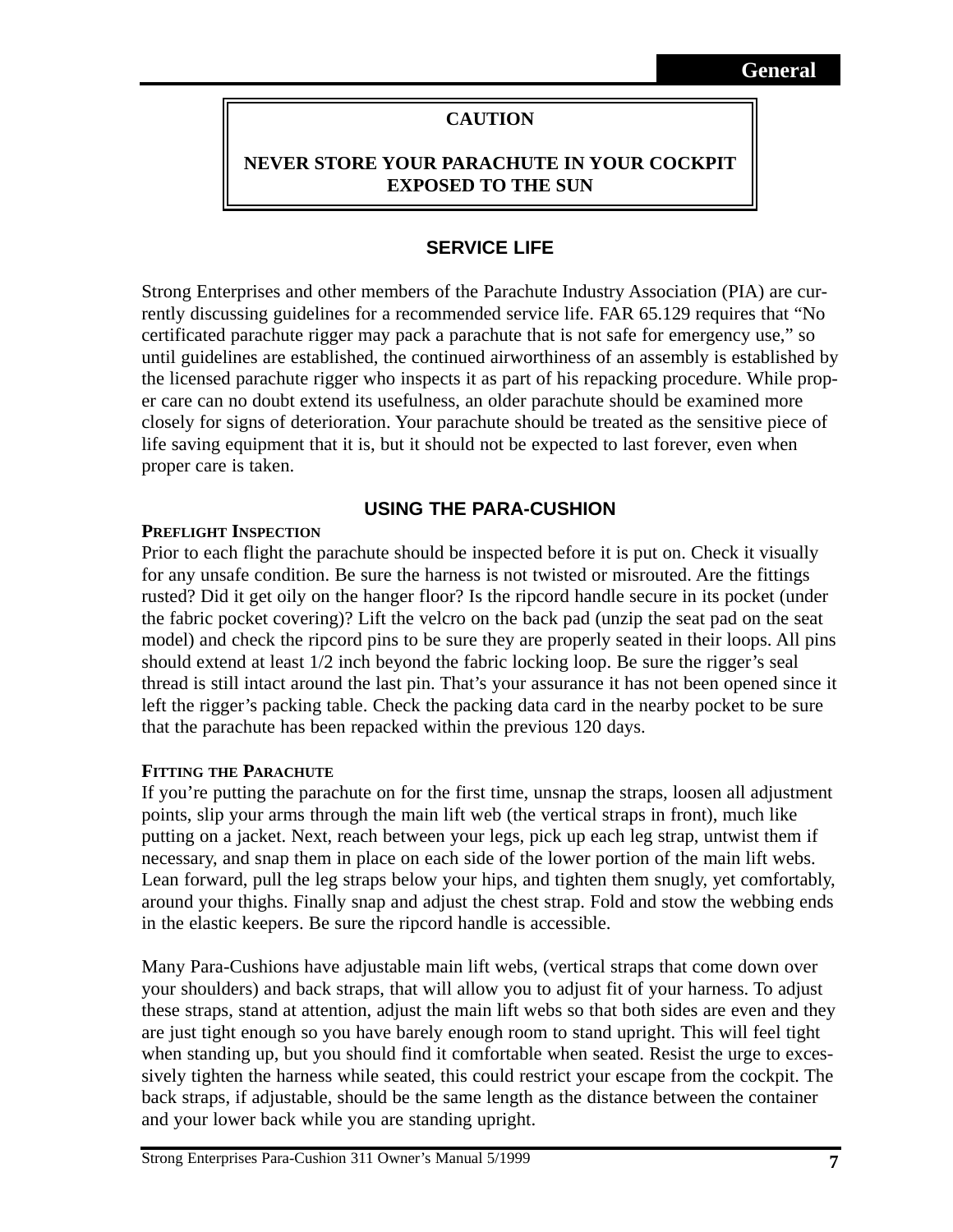**CAUTION**

**NEVER STORE YOUR PARACHUTE IN YOUR COCKPIT EXPOSED TO THE SUN**

## SERVICE LIFE

Strong Enterprises and other members of the Parachute Industry Association (PIA) are currently discussing guidelines for a recommended service life. FAR 65.129 requires that "No certificated parachute rigger may pack a parachute that is not safe for emergency use," so until guidelines are established, the continued airworthiness of an assembly is established by the licensed parachute rigger who inspects it as part of his repacking procedure. While proper care can no doubt extend its usefulness, an older parachute should be examined more closely for signs of deterioration. Your parachute should be treated as the sensitive piece of life saving equipment that it is, but it should not be expected to last forever, even when proper care is taken.

## USING THE PARA-CUSHION

### PREFLIGHT INSPECTION

Prior to each flight the parachute should be inspected before it is put on. Check it visually for any unsafe condition. Be sure the harness is not twisted or misrouted. Are the fittings rusted? Did it get oily on the hanger floor? Is the ripcord handle secure in its pocket (under the fabric pocket covering)? Lift the velcro on the back pad (unzip the seat pad on the seat model) and check the ripcord pins to be sure they are properly seated in their loops. All pins should extend at least 1/2 inch beyond the fabric locking loop. Be sure the rigger's seal thread is still intact around the last pin. That's your assurance it has not been opened since it left the rigger's packing table. Check the packing data card in the nearby pocket to be sure that the parachute has been repacked within the previous 120 days.

### FITTING THE PARACHUTE

If you're putting the parachute on for the first time, unsnap the straps, loosen all adjustment points, slip your arms through the main lift web (the vertical straps in front), much like putting on a jacket. Next, reach between your legs, pick up each leg strap, untwist them if necessary, and snap them in place on each side of the lower portion of the main lift webs. Lean forward, pull the leg straps below your hips, and tighten them snugly, yet comfortably, around your thighs. Finally snap and adjust the chest strap. Fold and stow the webbing ends in the elastic keepers. Be sure the ripcord handle is accessible.

Many Para-Cushions have adjustable main lift webs, (vertical straps that come down over your shoulders) and back straps, that will allow you to adjust fit of your harness. To adjust these straps, stand at attention, adjust the main lift webs so that both sides are even and they are just tight enough so you have barely enough room to stand upright. This will feel tight when standing up, but you should find it comfortable when seated. Resist the urge to excessively tighten the harness while seated, this could restrict your escape from the cockpit. The back straps, if adjustable, should be the same length as the distance between the container and your lower back while you are standing upright.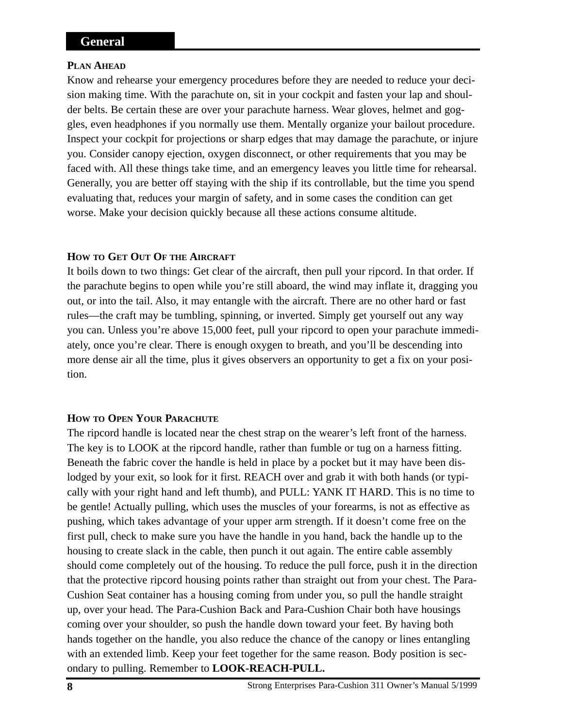# General

### Plan Ahead

Know and rehearse your emergency procedures before they are needed to reduce your decision making time. With the parachute on, sit in your cockpit and fasten your lap and shoulder belts. Be certain these are over your parachute harness. Wear gloves, helmet and goggles, even headphones if you normally use them. Mentally organize your bailout procedure. Inspect your cockpit for projections or sharp edges that may damage the parachute, or injure you. Consider canopy ejection, oxygen disconnect, or other requirements that you may be faced with. All these things take time, and an emergency leaves you little time for rehearsal. Generally, you are better off staying with the ship if its controllable, but the time you spend evaluating that, reduces your margin of safety, and in some cases the condition can get worse. Make your decision quickly because all these actions consume altitude.

### How to Get Out Of the Aircraft

It boils down to two things: Get clear of the aircraft, then pull your ripcord. In that order. If the parachute begins to open while you're still aboard, the wind may inflate it, dragging you out, or into the tail. Also, it may entangle with the aircraft. There are no other hard or fast rules—the craft may be tumbling, spinning, or inverted. Simply get yourself out any way you can. Unless you're above 15,000 feet, pull your ripcord to open your parachute immediately, once you're clear. There is enough oxygen to breath, and you'll be descending into more dense air all the time, plus it gives observers an opportunity to get a fix on your position.

### How to Open Your Parachute

The ripcord handle is located near the chest strap on the wearer's left front of the harness. The key is to LOOK at the ripcord handle, rather than fumble or tug on a harness fitting. Beneath the fabric cover the handle is held in place by a pocket but it may have been dislodged by your exit, so look for it first. REACH over and grab it with both hands (or typically with your right hand and left thumb), and PULL: YANK IT HARD. This is no time to be gentle! Actually pulling, which uses the muscles of your forearms, is not as effective as pushing, which takes advantage of your upper arm strength. If it doesn't come free on the first pull, check to make sure you have the handle in you hand, back the handle up to the housing to create slack in the cable, then punch it out again. The entire cable assembly should come completely out of the housing. To reduce the pull force, push it in the direction that the protective ripcord housing points rather than straight out from your chest. The Para-Cushion Seat container has a housing coming from under you, so pull the handle straight up, over your head. The Para-Cushion Back and Para-Cushion Chair both have housings coming over your shoulder, so push the handle down toward your feet. By having both hands together on the handle, you also reduce the chance of the canopy or lines entangling with an extended limb. Keep your feet together for the same reason. Body position is secondary to pulling. Remember to **LOOK-REACH-PULL.**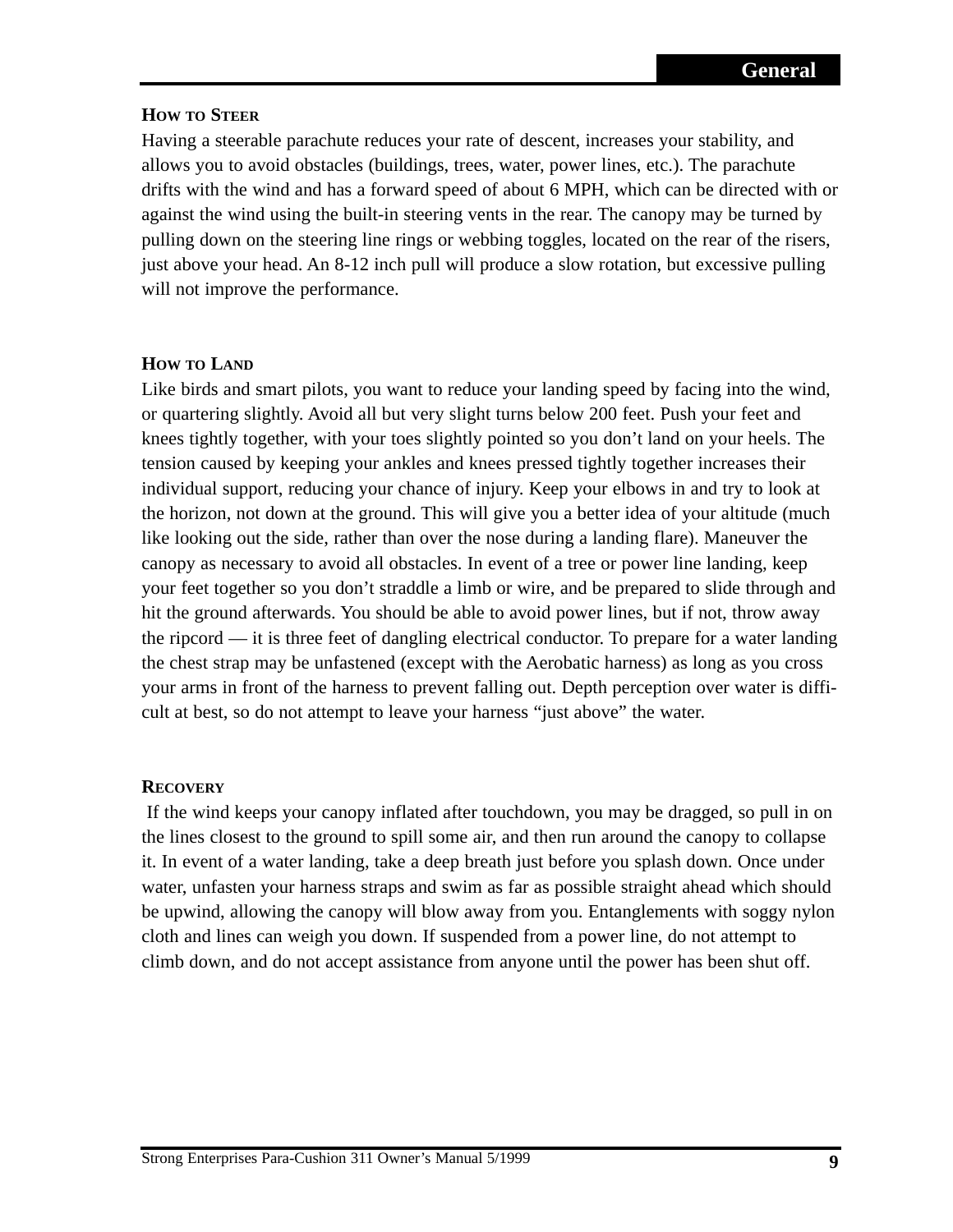### HOW TO STEER

Having a steerable parachute reduces your rate of descent, increases your stability, and allows you to avoid obstacles (buildings, trees, water, power lines, etc.). The parachute drifts with the wind and has a forward speed of about 6 MPH, which can be directed with or against the wind using the built-in steering vents in the rear. The canopy may be turned by pulling down on the steering line rings or webbing toggles, located on the rear of the risers, just above your head. An 8-12 inch pull will produce a slow rotation, but excessive pulling will not improve the performance.

### HOW TO LAND

Like birds and smart pilots, you want to reduce your landing speed by facing into the wind, or quartering slightly. Avoid all but very slight turns below 200 feet. Push your feet and knees tightly together, with your toes slightly pointed so you don't land on your heels. The tension caused by keeping your ankles and knees pressed tightly together increases their individual support, reducing your chance of injury. Keep your elbows in and try to look at the horizon, not down at the ground. This will give you a better idea of your altitude (much like looking out the side, rather than over the nose during a landing flare). Maneuver the canopy as necessary to avoid all obstacles. In event of a tree or power line landing, keep your feet together so you don't straddle a limb or wire, and be prepared to slide through and hit the ground afterwards. You should be able to avoid power lines, but if not, throw away the ripcord — it is three feet of dangling electrical conductor. To prepare for a water landing the chest strap may be unfastened (except with the Aerobatic harness) as long as you cross your arms in front of the harness to prevent falling out. Depth perception over water is difficult at best, so do not attempt to leave your harness "just above" the water.

### RECOVERY

If the wind keeps your canopy inflated after touchdown, you may be dragged, so pull in on the lines closest to the ground to spill some air, and then run around the canopy to collapse it. In event of a water landing, take a deep breath just before you splash down. Once under water, unfasten your harness straps and swim as far as possible straight ahead which should be upwind, allowing the canopy will blow away from you. Entanglements with soggy nylon cloth and lines can weigh you down. If suspended from a power line, do not attempt to climb down, and do not accept assistance from anyone until the power has been shut off.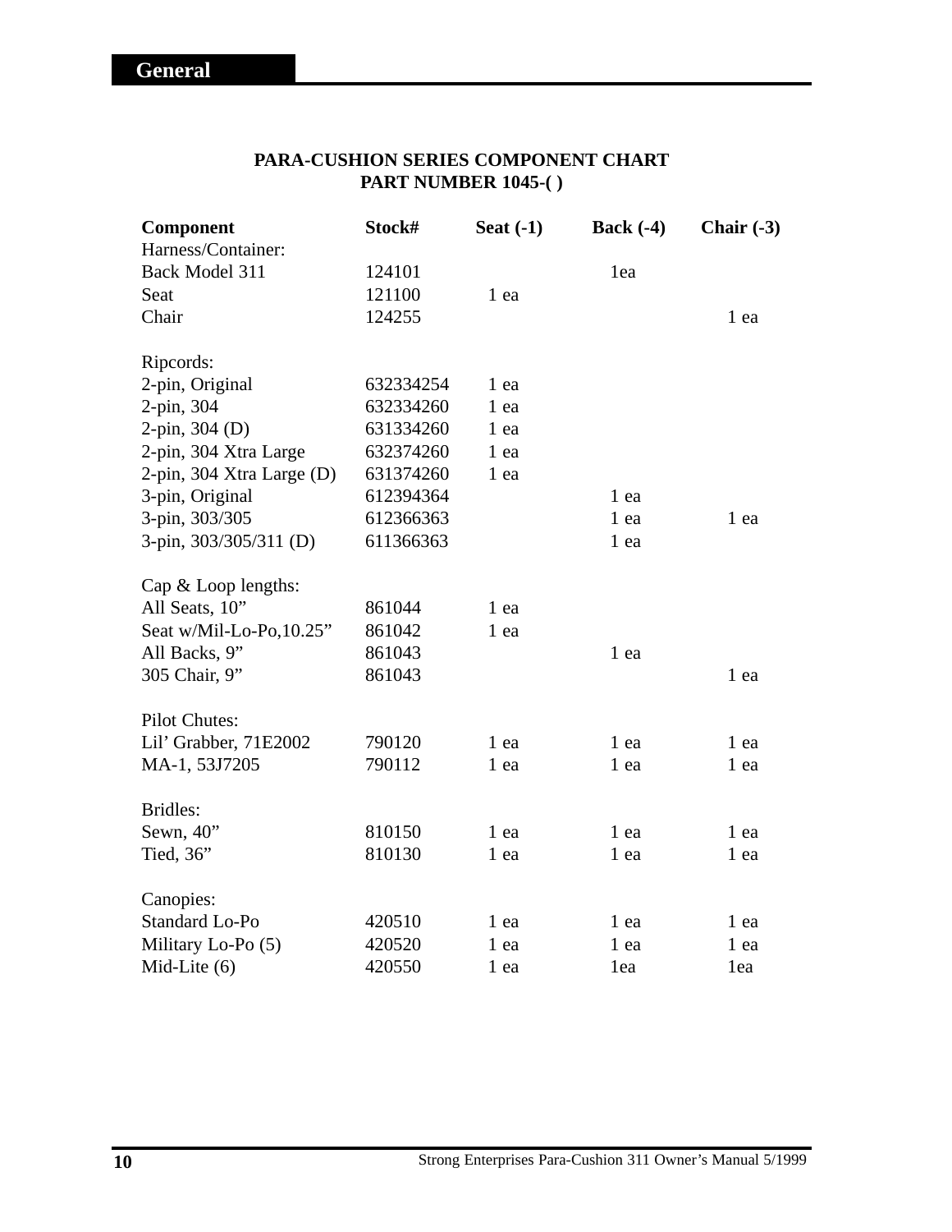## General

### PARA-CUSHION SERIES COMPONENT CHART
### PART NUMBER 1045-( )

| Component | Stock# | Seat (-1) | Back (-4) | Chair (-3) |
|---|---|---|---|---|
| Harness/Container: | | | | |
| Back Model 311 | 124101 | | 1ea | |
| Seat | 121100 | 1 ea | | |
| Chair | 124255 | | | 1 ea |
| | | | | |
| Ripcords: | | | | |
| 2-pin, Original | 632334254 | 1 ea | | |
| 2-pin, 304 | 632334260 | 1 ea | | |
| 2-pin, 304 (D) | 631334260 | 1 ea | | |
| 2-pin, 304 Xtra Large | 632374260 | 1 ea | | |
| 2-pin, 304 Xtra Large (D) | 631374260 | 1 ea | | |
| 3-pin, Original | 612394364 | | 1 ea | |
| 3-pin, 303/305 | 612366363 | | 1 ea | 1 ea |
| 3-pin, 303/305/311 (D) | 611366363 | | 1 ea | |
| | | | | |
| Cap & Loop lengths: | | | | |
| All Seats, 10” | 861044 | 1 ea | | |
| Seat w/Mil-Lo-Po,10.25” | 861042 | 1 ea | | |
| All Backs, 9” | 861043 | | 1 ea | |
| 305 Chair, 9” | 861043 | | | 1 ea |
| | | | | |
| Pilot Chutes: | | | | |
| Lil’ Grabber, 71E2002 | 790120 | 1 ea | 1 ea | 1 ea |
| MA-1, 53J7205 | 790112 | 1 ea | 1 ea | 1 ea |
| | | | | |
| Bridles: | | | | |
| Sewn, 40” | 810150 | 1 ea | 1 ea | 1 ea |
| Tied, 36” | 810130 | 1 ea | 1 ea | 1 ea |
| | | | | |
| Canopies: | | | | |
| Standard Lo-Po | 420510 | 1 ea | 1 ea | 1 ea |
| Military Lo-Po (5) | 420520 | 1 ea | 1 ea | 1 ea |
| Mid-Lite (6) | 420550 | 1 ea | 1ea | 1ea |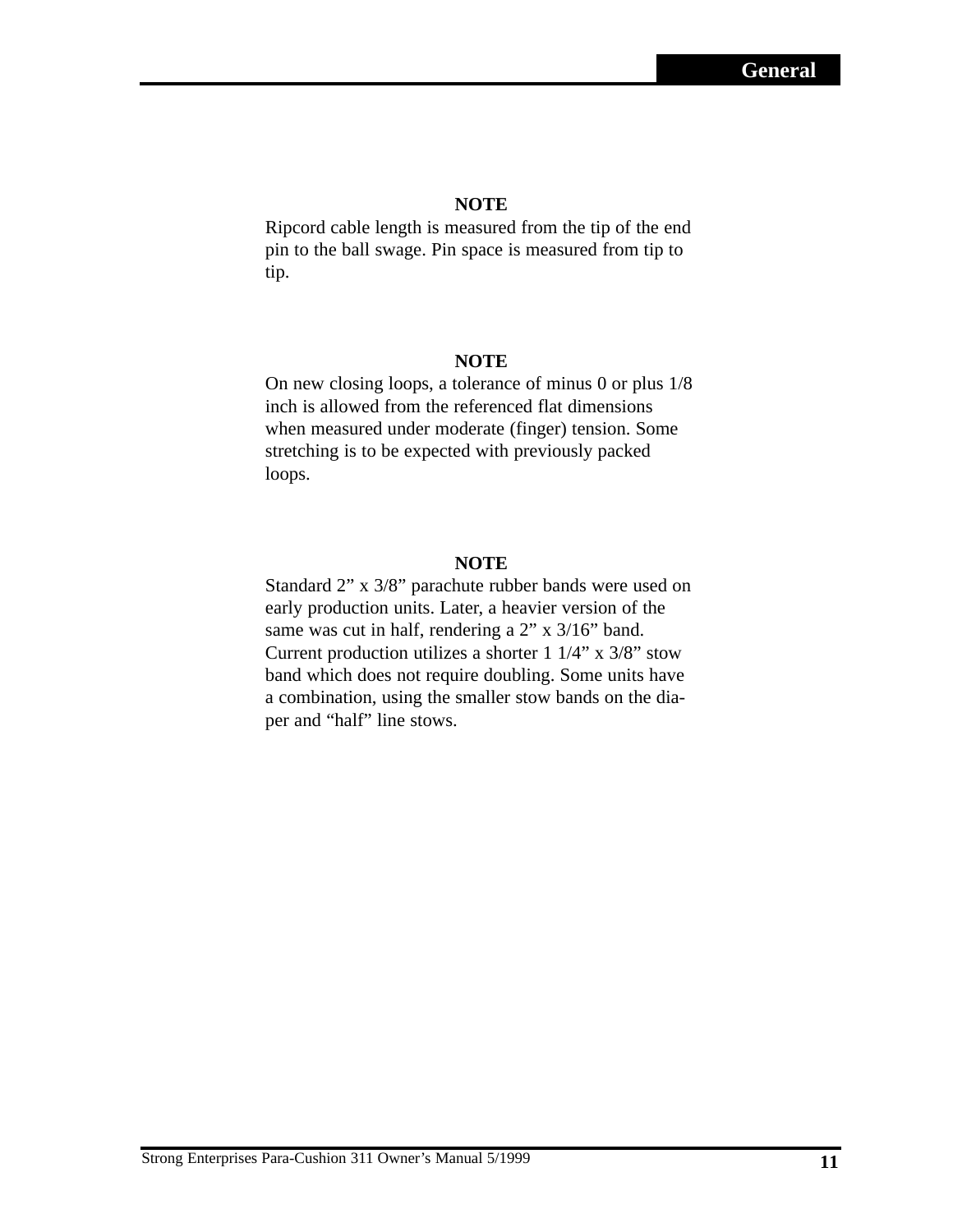**NOTE**

Ripcord cable length is measured from the tip of the end pin to the ball swage. Pin space is measured from tip to tip.

**NOTE**

On new closing loops, a tolerance of minus 0 or plus 1/8 inch is allowed from the referenced flat dimensions when measured under moderate (finger) tension. Some stretching is to be expected with previously packed loops.

**NOTE**

Standard 2” x 3/8” parachute rubber bands were used on early production units. Later, a heavier version of the same was cut in half, rendering a 2” x 3/16” band. Current production utilizes a shorter 1 1/4” x 3/8” stow band which does not require doubling. Some units have a combination, using the smaller stow bands on the diaper and “half” line stows.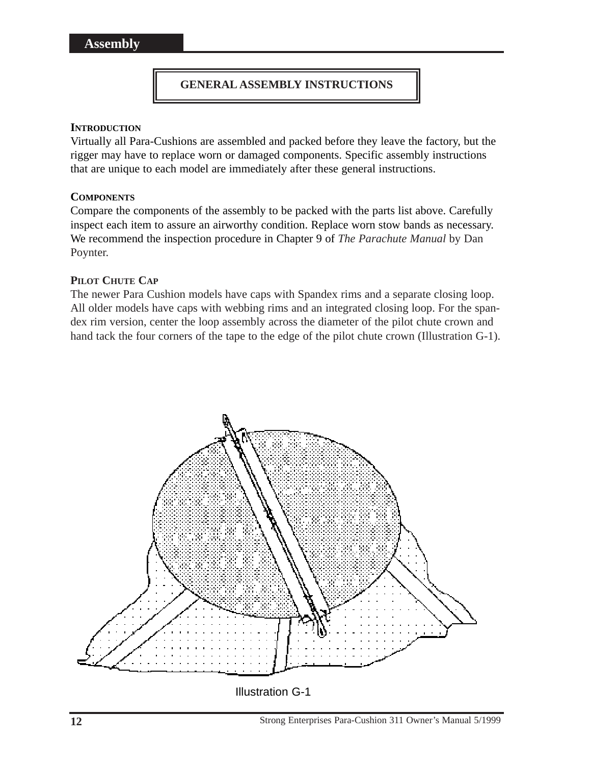# Assembly

## GENERAL ASSEMBLY INSTRUCTIONS

### INTRODUCTION

Virtually all Para-Cushions are assembled and packed before they leave the factory, but the rigger may have to replace worn or damaged components. Specific assembly instructions that are unique to each model are immediately after these general instructions.

### COMPONENTS

Compare the components of the assembly to be packed with the parts list above. Carefully inspect each item to assure an airworthy condition. Replace worn stow bands as necessary. We recommend the inspection procedure in Chapter 9 of *The Parachute Manual* by Dan Poynter.

### PILOT CHUTE CAP

The newer Para Cushion models have caps with Spandex rims and a separate closing loop. All older models have caps with webbing rims and an integrated closing loop. For the spandex rim version, center the loop assembly across the diameter of the pilot chute crown and hand tack the four corners of the tape to the edge of the pilot chute crown (Illustration G-1).

Illustration G-1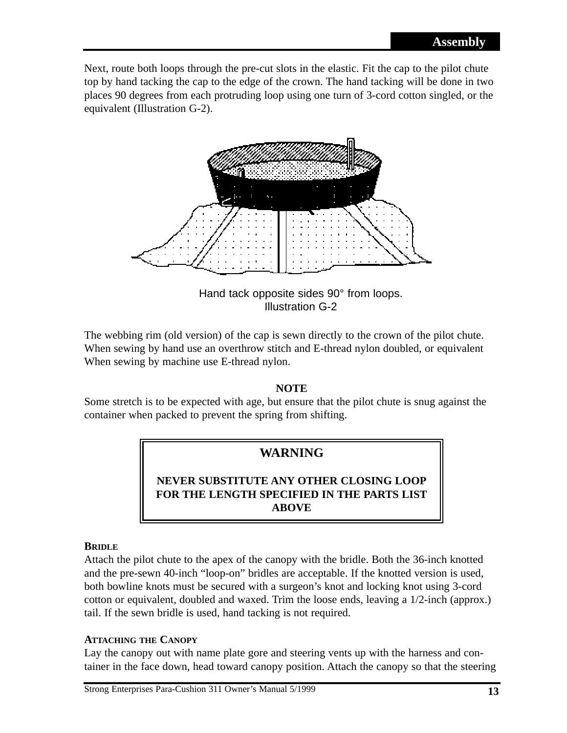Next, route both loops through the pre-cut slots in the elastic. Fit the cap to the pilot chute top by hand tacking the cap to the edge of the crown. The hand tacking will be done in two places 90 degrees from each protruding loop using one turn of 3-cord cotton singled, or the equivalent (Illustration G-2).

Hand tack opposite sides 90° from loops.
Illustration G-2

The webbing rim (old version) of the cap is sewn directly to the crown of the pilot chute. When sewing by hand use an overthrow stitch and E-thread nylon doubled, or equivalent When sewing by machine use E-thread nylon.

**NOTE**

Some stretch is to be expected with age, but ensure that the pilot chute is snug against the container when packed to prevent the spring from shifting.

> **WARNING**
>
> **NEVER SUBSTITUTE ANY OTHER CLOSING LOOP FOR THE LENGTH SPECIFIED IN THE PARTS LIST ABOVE**

#### BRIDLE

Attach the pilot chute to the apex of the canopy with the bridle. Both the 36-inch knotted and the pre-sewn 40-inch "loop-on" bridles are acceptable. If the knotted version is used, both bowline knots must be secured with a surgeon's knot and locking knot using 3-cord cotton or equivalent, doubled and waxed. Trim the loose ends, leaving a 1/2-inch (approx.) tail. If the sewn bridle is used, hand tacking is not required.

#### ATTACHING THE CANOPY

Lay the canopy out with name plate gore and steering vents up with the harness and container in the face down, head toward canopy position. Attach the canopy so that the steering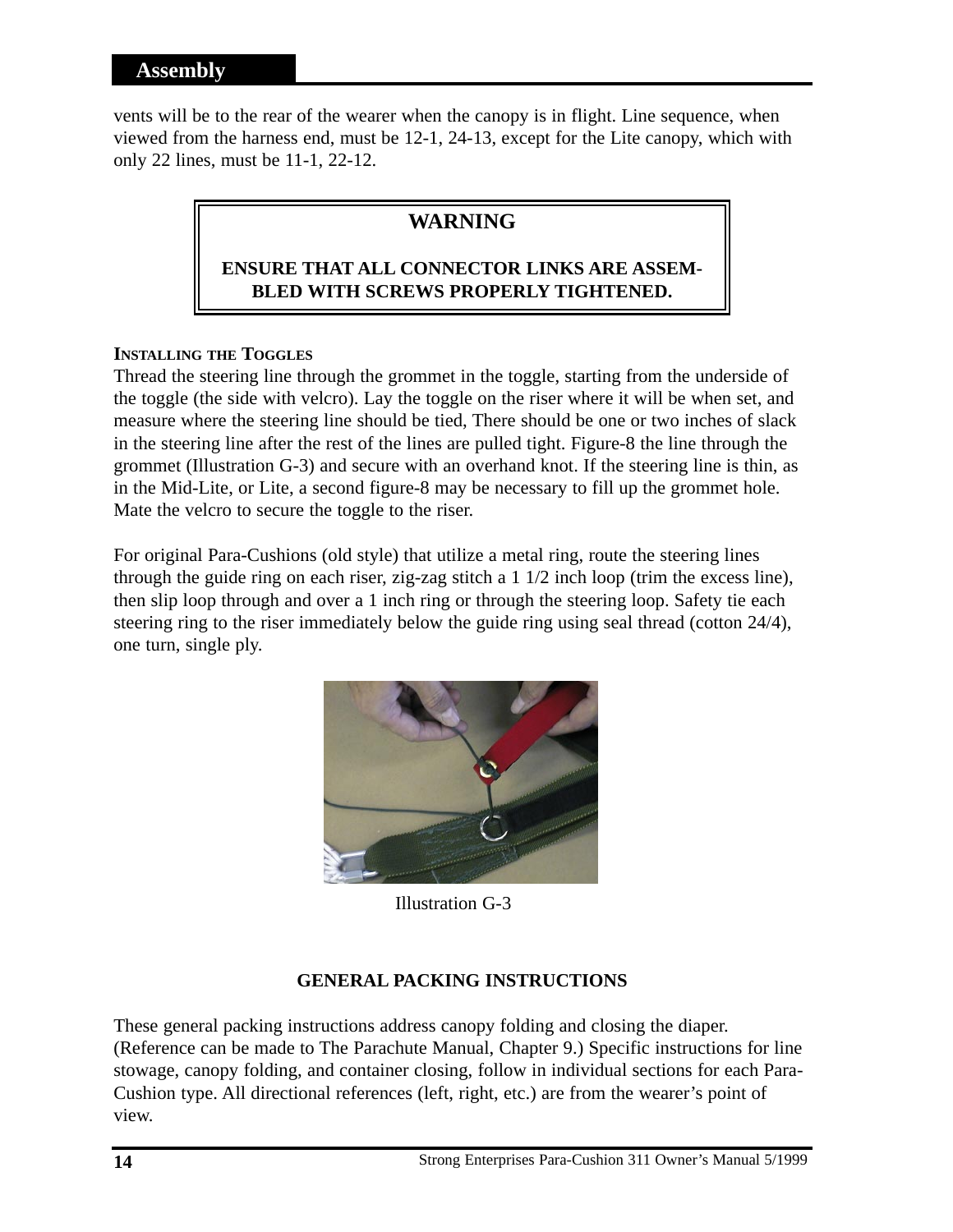vents will be to the rear of the wearer when the canopy is in flight. Line sequence, when viewed from the harness end, must be 12-1, 24-13, except for the Lite canopy, which with only 22 lines, must be 11-1, 22-12.

> **WARNING**
>
> **ENSURE THAT ALL CONNECTOR LINKS ARE ASSEMBLED WITH SCREWS PROPERLY TIGHTENED.**

**INSTALLING THE TOGGLES**

Thread the steering line through the grommet in the toggle, starting from the underside of the toggle (the side with velcro). Lay the toggle on the riser where it will be when set, and measure where the steering line should be tied, There should be one or two inches of slack in the steering line after the rest of the lines are pulled tight. Figure-8 the line through the grommet (Illustration G-3) and secure with an overhand knot. If the steering line is thin, as in the Mid-Lite, or Lite, a second figure-8 may be necessary to fill up the grommet hole. Mate the velcro to secure the toggle to the riser.

For original Para-Cushions (old style) that utilize a metal ring, route the steering lines through the guide ring on each riser, zig-zag stitch a 1 1/2 inch loop (trim the excess line), then slip loop through and over a 1 inch ring or through the steering loop. Safety tie each steering ring to the riser immediately below the guide ring using seal thread (cotton 24/4), one turn, single ply.

Illustration G-3

## GENERAL PACKING INSTRUCTIONS

These general packing instructions address canopy folding and closing the diaper. (Reference can be made to The Parachute Manual, Chapter 9.) Specific instructions for line stowage, canopy folding, and container closing, follow in individual sections for each Para-Cushion type. All directional references (left, right, etc.) are from the wearer's point of view.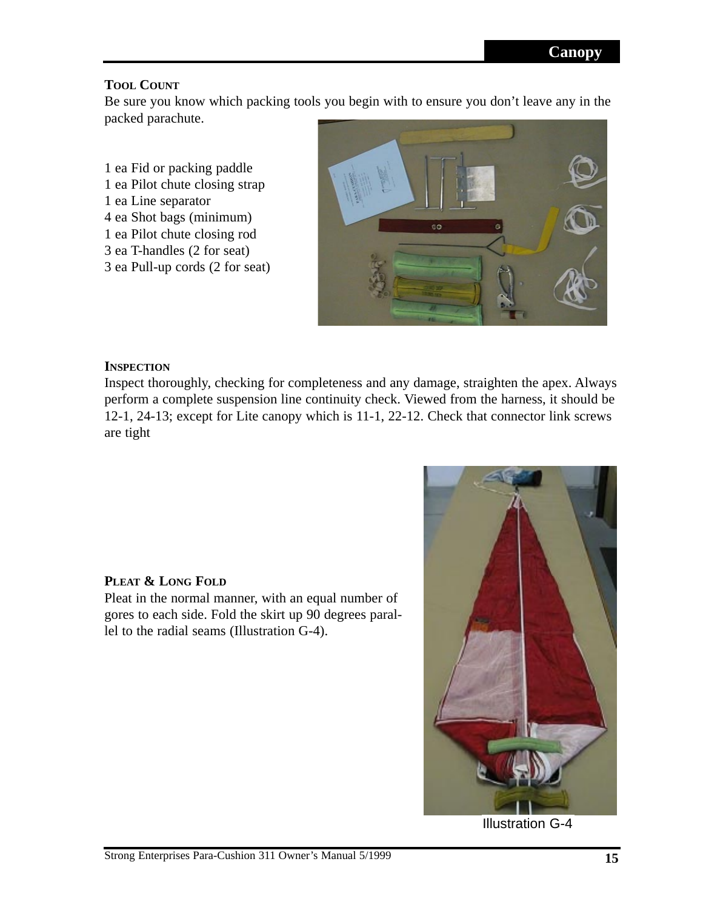### TOOL COUNT

Be sure you know which packing tools you begin with to ensure you don't leave any in the packed parachute.

1 ea Fid or packing paddle
1 ea Pilot chute closing strap
1 ea Line separator
4 ea Shot bags (minimum)
1 ea Pilot chute closing rod
3 ea T-handles (2 for seat)
3 ea Pull-up cords (2 for seat)

### INSPECTION

Inspect thoroughly, checking for completeness and any damage, straighten the apex. Always perform a complete suspension line continuity check. Viewed from the harness, it should be 12-1, 24-13; except for Lite canopy which is 11-1, 22-12. Check that connector link screws are tight

### PLEAT & LONG FOLD

Pleat in the normal manner, with an equal number of gores to each side. Fold the skirt up 90 degrees parallel to the radial seams (Illustration G-4).

Illustration G-4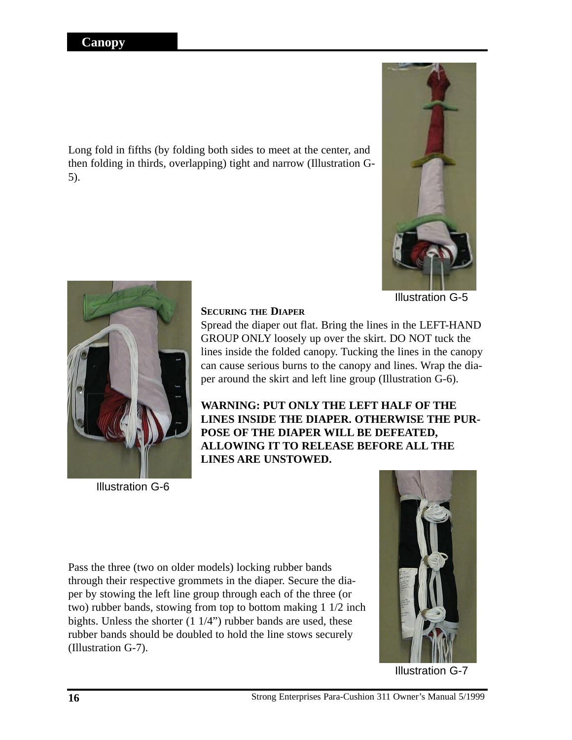## Canopy

Long fold in fifths (by folding both sides to meet at the center, and then folding in thirds, overlapping) tight and narrow (Illustration G-5).

Illustration G-5

### Securing the Diaper

Spread the diaper out flat. Bring the lines in the LEFT-HAND GROUP ONLY loosely up over the skirt. DO NOT tuck the lines inside the folded canopy. Tucking the lines in the canopy can cause serious burns to the canopy and lines. Wrap the diaper around the skirt and left line group (Illustration G-6).

**WARNING: PUT ONLY THE LEFT HALF OF THE LINES INSIDE THE DIAPER. OTHERWISE THE PURPOSE OF THE DIAPER WILL BE DEFEATED, ALLOWING IT TO RELEASE BEFORE ALL THE LINES ARE UNSTOWED.**

Illustration G-6

Pass the three (two on older models) locking rubber bands through their respective grommets in the diaper. Secure the diaper by stowing the left line group through each of the three (or two) rubber bands, stowing from top to bottom making 1 1/2 inch bights. Unless the shorter (1 1/4”) rubber bands are used, these rubber bands should be doubled to hold the line stows securely (Illustration G-7).

Illustration G-7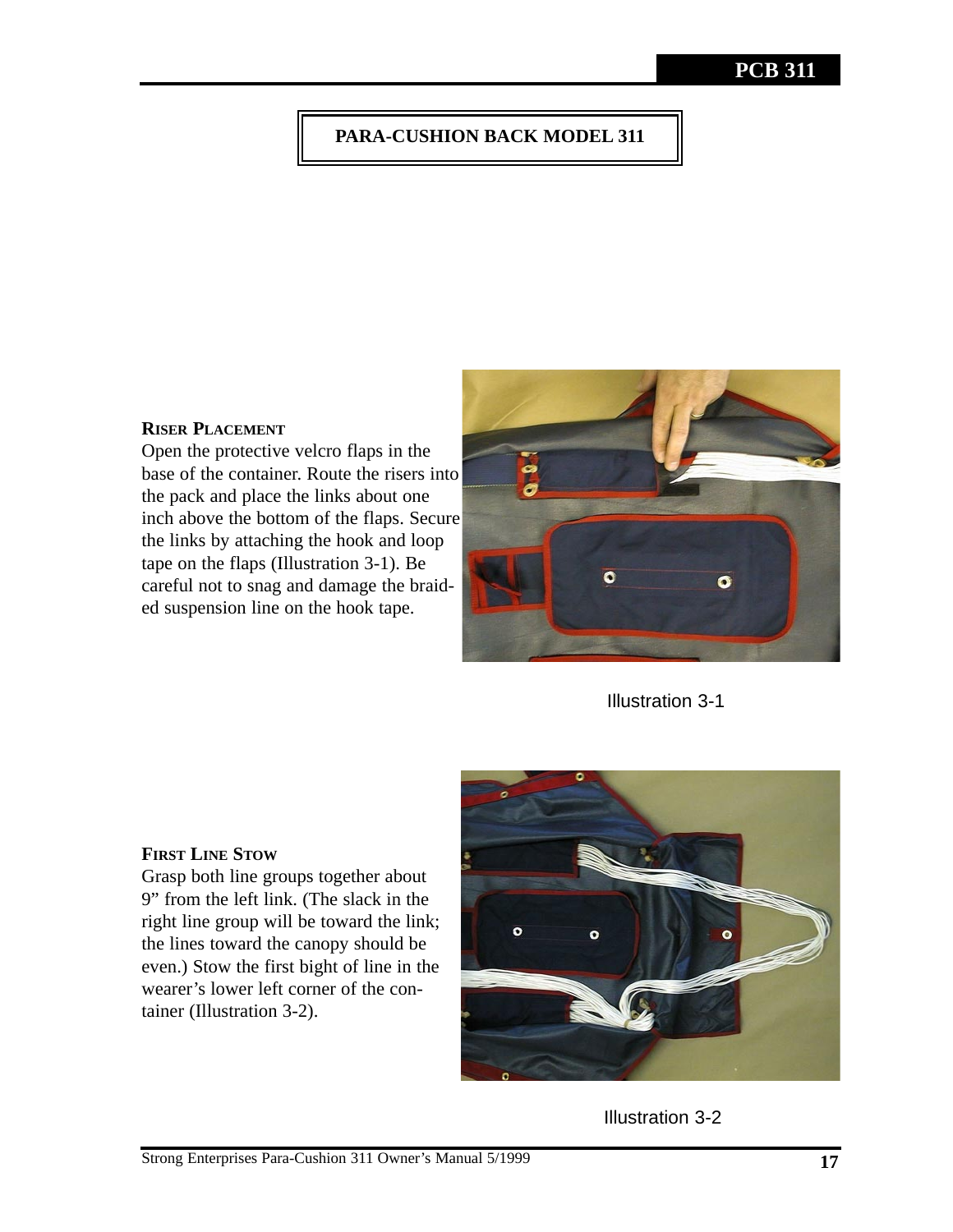# PARA-CUSHION BACK MODEL 311

### RISER PLACEMENT

Open the protective velcro flaps in the base of the container. Route the risers into the pack and place the links about one inch above the bottom of the flaps. Secure the links by attaching the hook and loop tape on the flaps (Illustration 3-1). Be careful not to snag and damage the braided suspension line on the hook tape.

Illustration 3-1

### FIRST LINE STOW

Grasp both line groups together about 9” from the left link. (The slack in the right line group will be toward the link; the lines toward the canopy should be even.) Stow the first bight of line in the wearer’s lower left corner of the container (Illustration 3-2).

Illustration 3-2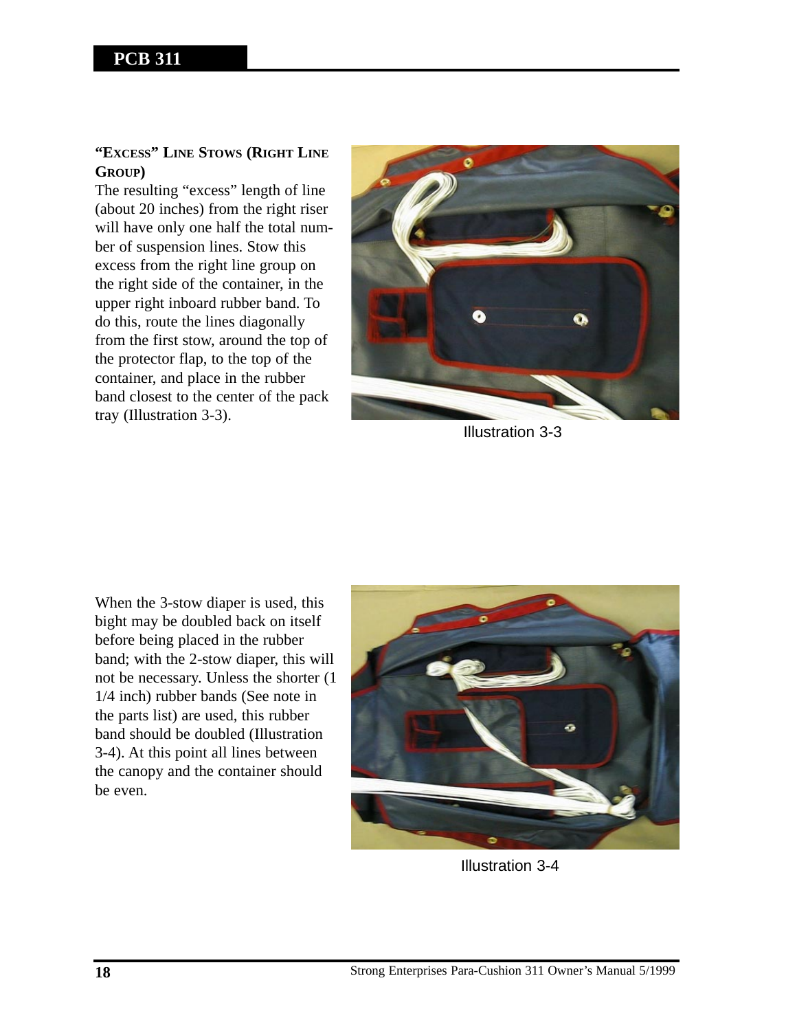### “Excess” Line Stows (Right Line Group)

The resulting “excess” length of line (about 20 inches) from the right riser will have only one half the total number of suspension lines. Stow this excess from the right line group on the right side of the container, in the upper right inboard rubber band. To do this, route the lines diagonally from the first stow, around the top of the protector flap, to the top of the container, and place in the rubber band closest to the center of the pack tray (Illustration 3-3).

Illustration 3-3

When the 3-stow diaper is used, this bight may be doubled back on itself before being placed in the rubber band; with the 2-stow diaper, this will not be necessary. Unless the shorter (1 1/4 inch) rubber bands (See note in the parts list) are used, this rubber band should be doubled (Illustration 3-4). At this point all lines between the canopy and the container should be even.

Illustration 3-4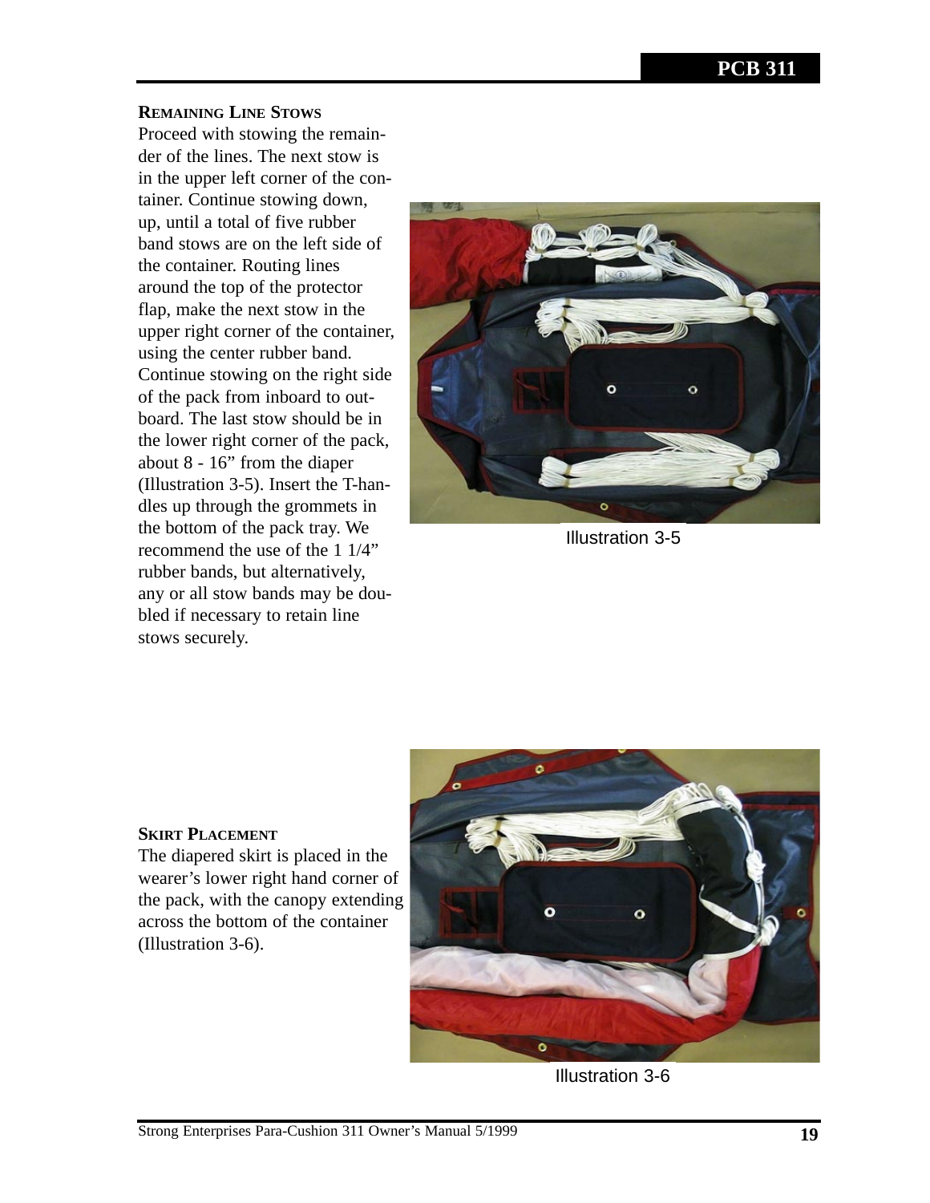### Remaining Line Stows

Proceed with stowing the remainder of the lines. The next stow is in the upper left corner of the container. Continue stowing down, up, until a total of five rubber band stows are on the left side of the container. Routing lines around the top of the protector flap, make the next stow in the upper right corner of the container, using the center rubber band. Continue stowing on the right side of the pack from inboard to outboard. The last stow should be in the lower right corner of the pack, about 8 - 16" from the diaper (Illustration 3-5). Insert the T-handles up through the grommets in the bottom of the pack tray. We recommend the use of the 1 1/4" rubber bands, but alternatively, any or all stow bands may be doubled if necessary to retain line stows securely.

Illustration 3-5

### Skirt Placement

The diapered skirt is placed in the wearer's lower right hand corner of the pack, with the canopy extending across the bottom of the container (Illustration 3-6).

Illustration 3-6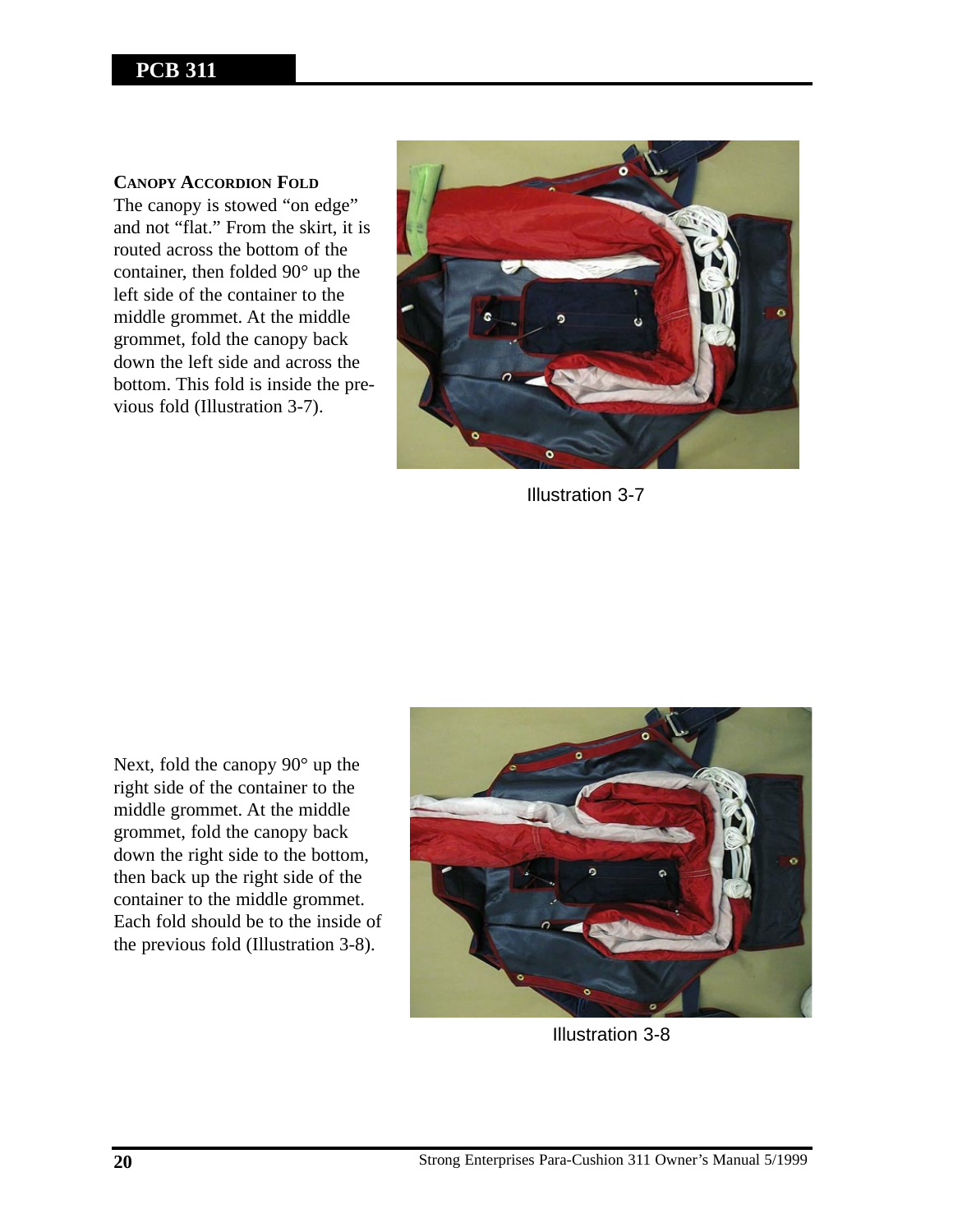### Canopy Accordion Fold

The canopy is stowed "on edge" and not "flat." From the skirt, it is routed across the bottom of the container, then folded 90° up the left side of the container to the middle grommet. At the middle grommet, fold the canopy back down the left side and across the bottom. This fold is inside the previous fold (Illustration 3-7).

Illustration 3-7

Next, fold the canopy 90° up the right side of the container to the middle grommet. At the middle grommet, fold the canopy back down the right side to the bottom, then back up the right side of the container to the middle grommet. Each fold should be to the inside of the previous fold (Illustration 3-8).

Illustration 3-8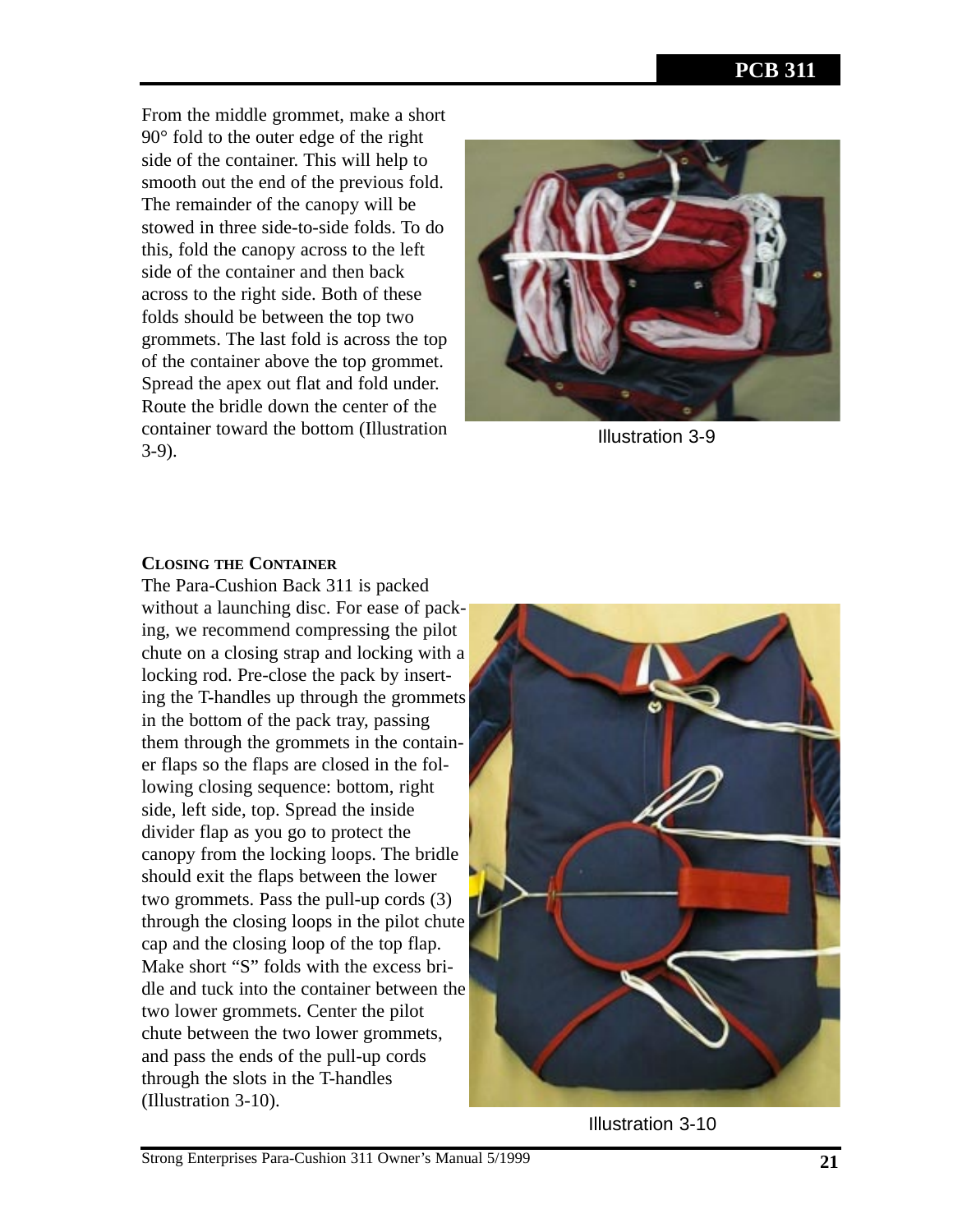From the middle grommet, make a short 90° fold to the outer edge of the right side of the container. This will help to smooth out the end of the previous fold. The remainder of the canopy will be stowed in three side-to-side folds. To do this, fold the canopy across to the left side of the container and then back across to the right side. Both of these folds should be between the top two grommets. The last fold is across the top of the container above the top grommet. Spread the apex out flat and fold under. Route the bridle down the center of the container toward the bottom (Illustration 3-9).

Illustration 3-9

### Closing the Container

The Para-Cushion Back 311 is packed without a launching disc. For ease of packing, we recommend compressing the pilot chute on a closing strap and locking with a locking rod. Pre-close the pack by inserting the T-handles up through the grommets in the bottom of the pack tray, passing them through the grommets in the container flaps so the flaps are closed in the following closing sequence: bottom, right side, left side, top. Spread the inside divider flap as you go to protect the canopy from the locking loops. The bridle should exit the flaps between the lower two grommets. Pass the pull-up cords (3) through the closing loops in the pilot chute cap and the closing loop of the top flap. Make short "S" folds with the excess bridle and tuck into the container between the two lower grommets. Center the pilot chute between the two lower grommets, and pass the ends of the pull-up cords through the slots in the T-handles (Illustration 3-10).

Illustration 3-10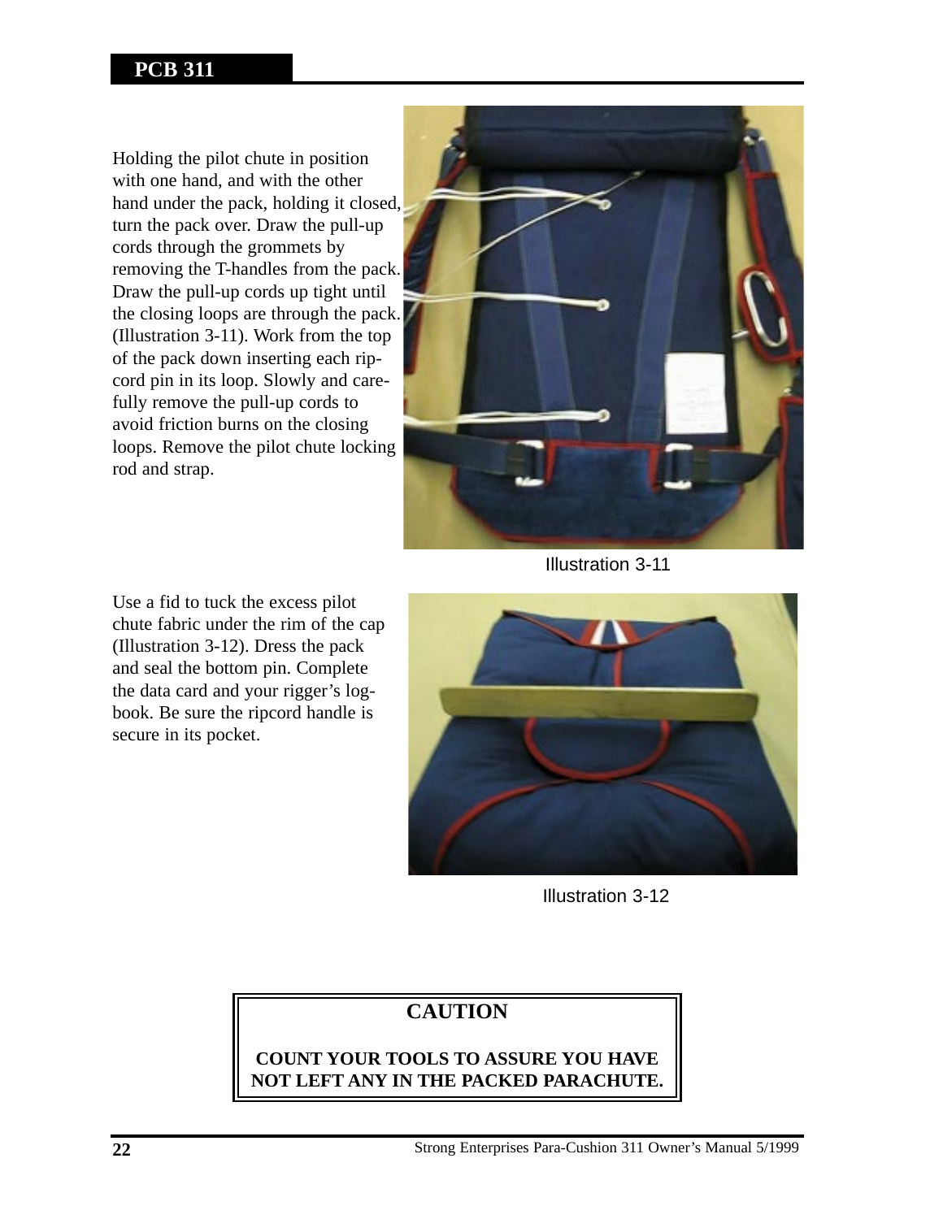Holding the pilot chute in position with one hand, and with the other hand under the pack, holding it closed, turn the pack over. Draw the pull-up cords through the grommets by removing the T-handles from the pack. Draw the pull-up cords up tight until the closing loops are through the pack. (Illustration 3-11). Work from the top of the pack down inserting each ripcord pin in its loop. Slowly and carefully remove the pull-up cords to avoid friction burns on the closing loops. Remove the pilot chute locking rod and strap.

Illustration 3-11

Use a fid to tuck the excess pilot chute fabric under the rim of the cap (Illustration 3-12). Dress the pack and seal the bottom pin. Complete the data card and your rigger's logbook. Be sure the ripcord handle is secure in its pocket.

Illustration 3-12

**CAUTION**

**COUNT YOUR TOOLS TO ASSURE YOU HAVE NOT LEFT ANY IN THE PACKED PARACHUTE.**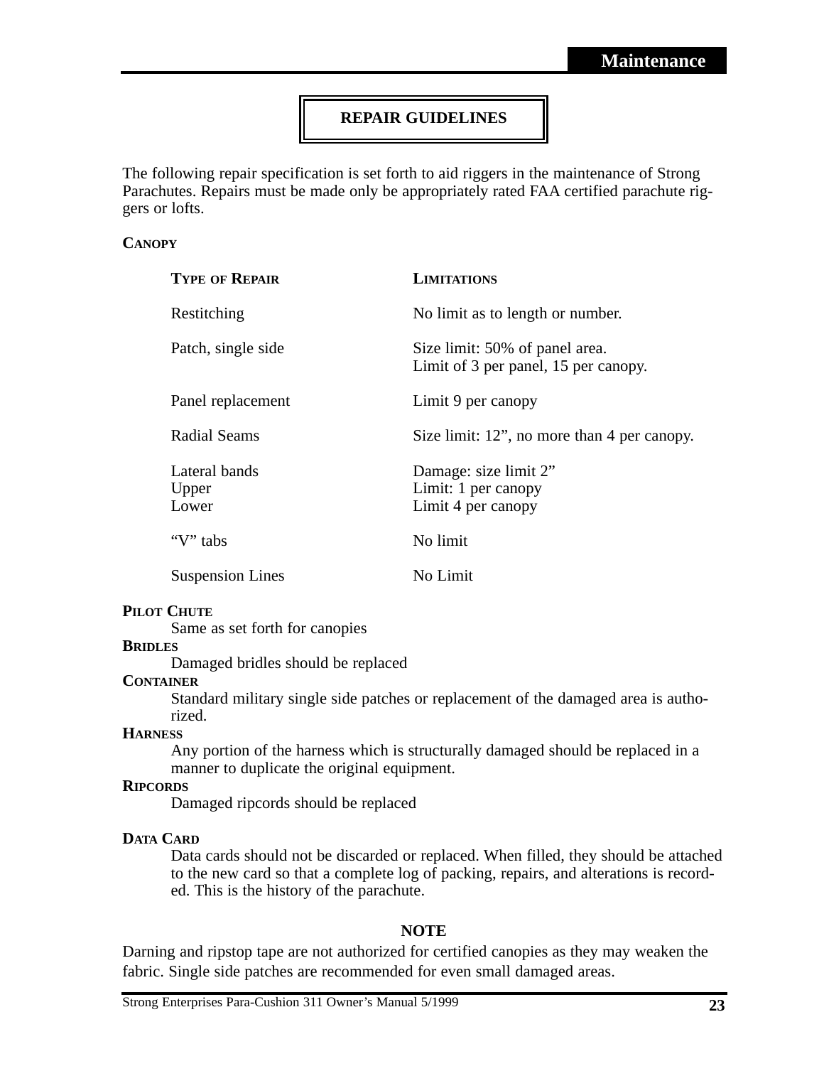## REPAIR GUIDELINES

The following repair specification is set forth to aid riggers in the maintenance of Strong Parachutes. Repairs must be made only be appropriately rated FAA certified parachute riggers or lofts.

### CANOPY

| TYPE OF REPAIR | LIMITATIONS |
|---|---|
| Restitching | No limit as to length or number. |
| Patch, single side | Size limit: 50% of panel area. Limit of 3 per panel, 15 per canopy. |
| Panel replacement | Limit 9 per canopy |
| Radial Seams | Size limit: 12”, no more than 4 per canopy. |
| Lateral bands | Damage: size limit 2” |
| Upper | Limit: 1 per canopy |
| Lower | Limit 4 per canopy |
| “V” tabs | No limit |
| Suspension Lines | No Limit |

**PILOT CHUTE**

Same as set forth for canopies

**BRIDLES**

Damaged bridles should be replaced

**CONTAINER**

Standard military single side patches or replacement of the damaged area is authorized.

**HARNESS**

Any portion of the harness which is structurally damaged should be replaced in a manner to duplicate the original equipment.

**RIPCORDS**

Damaged ripcords should be replaced

**DATA CARD**

Data cards should not be discarded or replaced. When filled, they should be attached to the new card so that a complete log of packing, repairs, and alterations is recorded. This is the history of the parachute.

**NOTE**

Darning and ripstop tape are not authorized for certified canopies as they may weaken the fabric. Single side patches are recommended for even small damaged areas.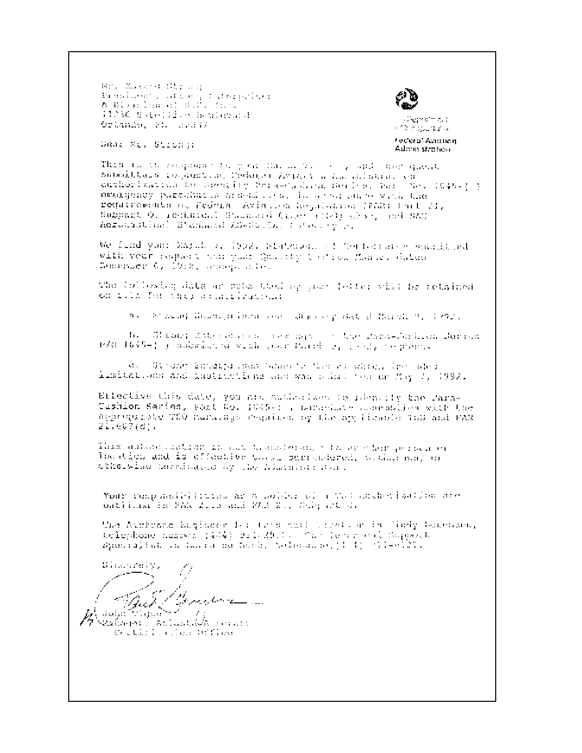Mr. Robert Strong
President, Strong Enterprises
A Division of S.E.I. Inc.
11236 Satellite Boulevard
Orlando, FL 32837

Federal Aviation Administration

Dear Mr. Strong:

This is in response to your March 9, 1992, and subsequent submittals requesting Federal Aviation Administration authorization to identify Para-Cushion Series, Part No. 1645-( ) emergency parachute assemblies, in accordance with the requirements of Federal Aviation Regulations (FAR) Part 21, Subpart O, Technical Standard Order (TSO) C23c, and SAE Aeronautical Standard AS-8015A, Category B.

We find your March 9, 1992, Statement of Conformance submitted with your request and your Quality Control Manual dated December 6, 1988, acceptable.

The following data as submitted by your letter will be retained on file for this authorization:

a. Strong Enterprises test summary dated March 9, 1992.

b. Strong Enterprises drawings for the Para-Cushion Series P/N 1645-( ) submitted with your March 9, 1992, request.

c. Strong Enterprises manual which includes limitations and instructions and was submitted on May 7, 1992.

Effective this date, you are authorized to identify the Para-Cushion Series, Part No. 1645-( ) parachute assemblies with the appropriate TSO markings required by the applicable TSO and FAR 21.607(d).

This authorization is not transferable to another person or location and is effective until surrendered, withdrawn, or otherwise terminated by the Administrator.

Your responsibilities as a holder of a TSO authorization are outlined in FAR 21.3 and FAR 21, Subpart O.

The Airframe Engineer for this authorization is Cindy Bateman, telephone number (404) 991-2910. The Technical Support Specialist is Carla Smith, telephone (404) 991-3120.

Sincerely,

John Cigan
Manager, Atlanta Aircraft Certification Office